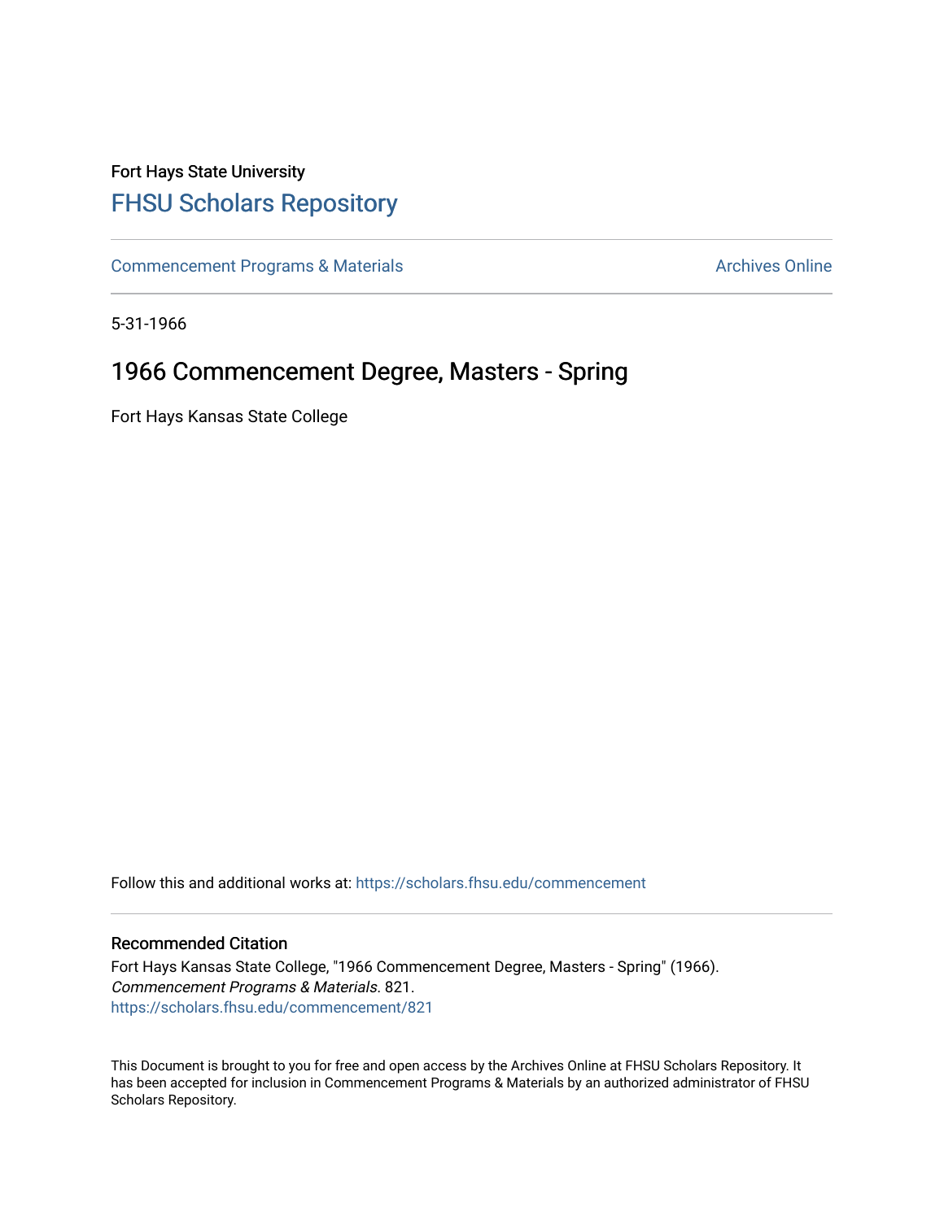Fort Hays State University

# FHSU Scholars Repository

Commencement Programs & Materials

Archives Online

5-31-1966

## 1966 Commencement Degree, Masters - Spring

Fort Hays Kansas State College

Follow this and additional works at: https://scholars.fhsu.edu/commencement

### Recommended Citation

Fort Hays Kansas State College, "1966 Commencement Degree, Masters - Spring" (1966). *Commencement Programs & Materials*. 821.
https://scholars.fhsu.edu/commencement/821

This Document is brought to you for free and open access by the Archives Online at FHSU Scholars Repository. It has been accepted for inclusion in Commencement Programs & Materials by an authorized administrator of FHSU Scholars Repository.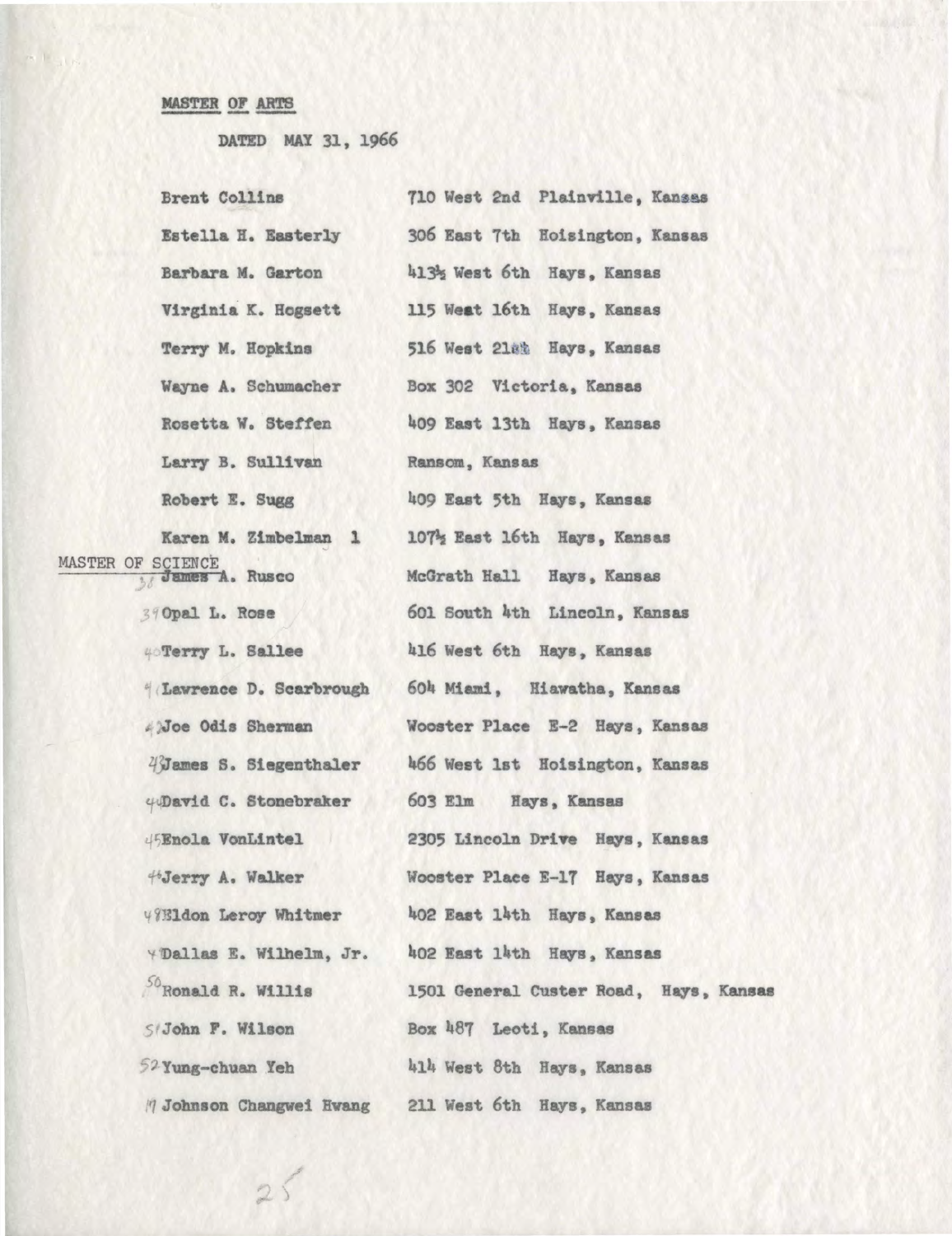MASTER OF ARTS

DATED MAY 31, 1966

| | |
|---|---|
| Brent Collins | 710 West 2nd Plainville, Kansas |
| Estella H. Easterly | 306 East 7th Hoisington, Kansas |
| Barbara M. Garton | 413½ West 6th Hays, Kansas |
| Virginia K. Hogsett | 115 West 16th Hays, Kansas |
| Terry M. Hopkins | 516 West 21st Hays, Kansas |
| Wayne A. Schumacher | Box 302 Victoria, Kansas |
| Rosetta W. Steffen | 409 East 13th Hays, Kansas |
| Larry B. Sullivan | Ransom, Kansas |
| Robert E. Sugg | 409 East 5th Hays, Kansas |
| Karen M. Zimbelman 1 | 107½ East 16th Hays, Kansas |

MASTER OF SCIENCE

| | |
|---|---|
| 38 ~~James~~ A. Rusco | McGrath Hall Hays, Kansas |
| 39 Opal L. Rose | 601 South 4th Lincoln, Kansas |
| 40 Terry L. Sallee | 416 West 6th Hays, Kansas |
| 41 Lawrence D. Scarbrough | 604 Miami, Hiawatha, Kansas |
| 42 Joe Odis Sherman | Wooster Place E-2 Hays, Kansas |
| 43 James S. Siegenthaler | 466 West 1st Hoisington, Kansas |
| 44 David C. Stonebraker | 603 Elm Hays, Kansas |
| 45 Enola VonLintel | 2305 Lincoln Drive Hays, Kansas |
| 46 Jerry A. Walker | Wooster Place E-17 Hays, Kansas |
| 48 Eldon Leroy Whitmer | 402 East 14th Hays, Kansas |
| 4 Dallas E. Wilhelm, Jr. | 402 East 14th Hays, Kansas |
| 50 Ronald R. Willis | 1501 General Custer Road, Hays, Kansas |
| 51 John F. Wilson | Box 487 Leoti, Kansas |
| 52 Yung-chuan Yeh | 414 West 8th Hays, Kansas |
| 17 Johnson Changwei Hwang | 211 West 6th Hays, Kansas |

25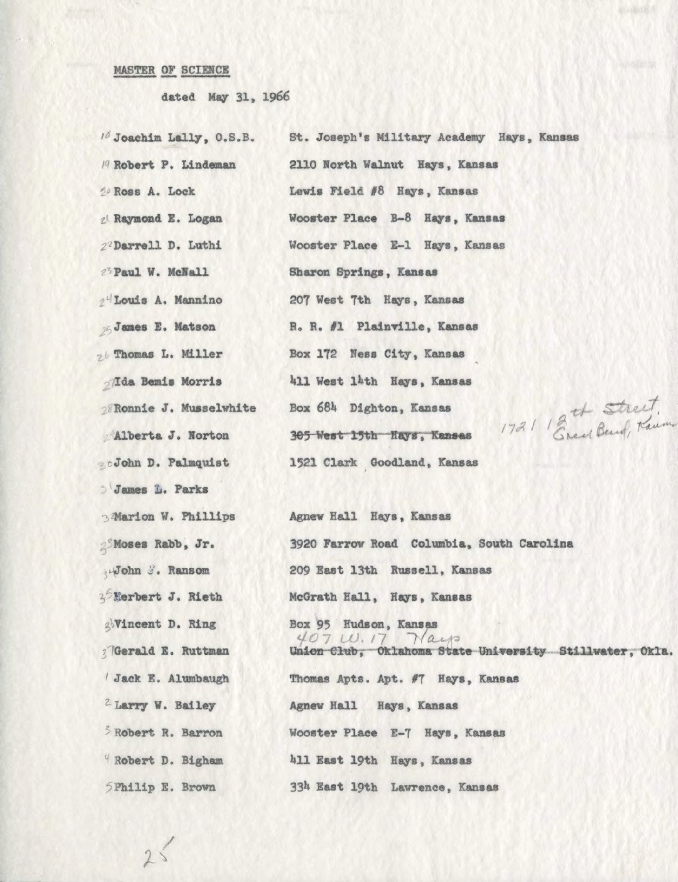MASTER OF SCIENCE

dated May 31, 1966

| | |
|---|---|
| 18 Joachim Lally, O.S.B. | St. Joseph's Military Academy Hays, Kansas |
| 19 Robert P. Lindeman | 2110 North Walnut Hays, Kansas |
| 20 Ross A. Lock | Lewis Field #8 Hays, Kansas |
| 21 Raymond E. Logan | Wooster Place B-8 Hays, Kansas |
| 22 Darrell D. Luthi | Wooster Place E-1 Hays, Kansas |
| 23 Paul W. McNall | Sharon Springs, Kansas |
| 24 Louis A. Mannino | 207 West 7th Hays, Kansas |
| 25 James E. Matson | R. R. #1 Plainville, Kansas |
| 26 Thomas L. Miller | Box 172 Ness City, Kansas |
| 27 Ida Bemis Morris | 411 West 14th Hays, Kansas |
| 28 Ronnie J. Musselwhite | Box 684 Dighton, Kansas |
| Alberta J. Norton | ~~305 West 15th Hays, Kansas~~ 1721 18th Street, Great Bend, Kansas |
| 30 John D. Palmquist | 1521 Clark Goodland, Kansas |
| 31 James L. Parks | |
| 32 Marion W. Phillips | Agnew Hall Hays, Kansas |
| 33 Moses Rabb, Jr. | 3920 Farrow Road Columbia, South Carolina |
| 34 John J. Ransom | 209 East 13th Russell, Kansas |
| 35 Herbert J. Rieth | McGrath Hall, Hays, Kansas |
| 36 Vincent D. Ring | Box 95 Hudson, Kansas |
| 37 Gerald E. Ruttman | ~~Union Club, Oklahoma State University Stillwater, Okla.~~ 407 W. 17 Hays |
| 1 Jack E. Alumbaugh | Thomas Apts. Apt. #7 Hays, Kansas |
| 2 Larry W. Bailey | Agnew Hall Hays, Kansas |
| 3 Robert R. Barron | Wooster Place E-7 Hays, Kansas |
| 4 Robert D. Bigham | 411 East 19th Hays, Kansas |
| 5 Philip E. Brown | 334 East 19th Lawrence, Kansas |

25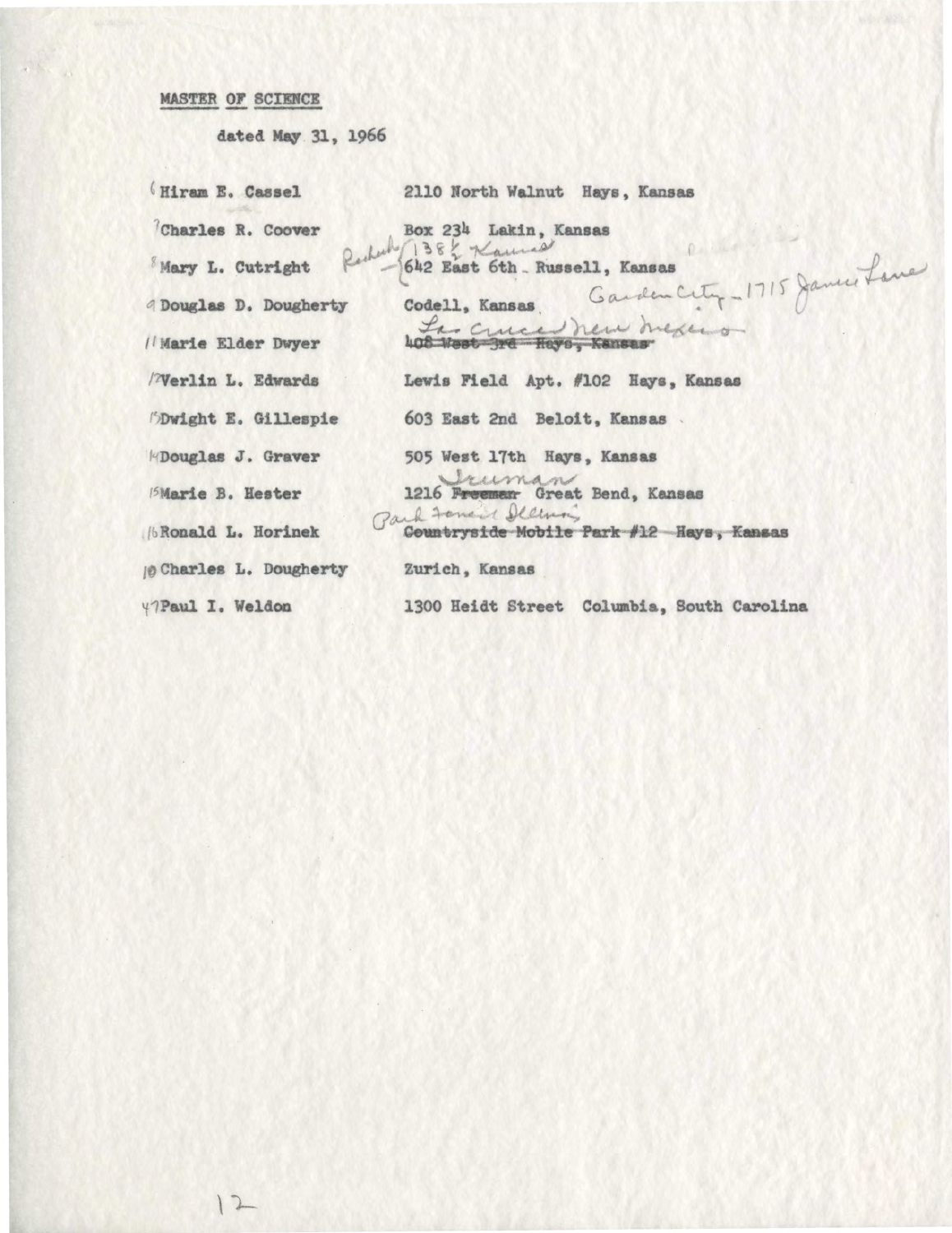**MASTER OF SCIENCE**

dated May 31, 1966

| | |
|---|---|
| 6 Hiram E. Cassel | 2110 North Walnut Hays, Kansas |
| 7 Charles R. Coover | Box 234 Lakin, Kansas |
| 8 Mary L. Cutright | Rochester 138½ Kansas — 642 East 6th Russell, Kansas |
| 9 Douglas D. Dougherty | Codell, Kansas Garden City - 1715 James Lane |
| 11 Marie Elder Dwyer | ~~408 West 3rd Hays, Kansas~~ Las Cruces New Mexico |
| 12 Verlin L. Edwards | Lewis Field Apt. #102 Hays, Kansas |
| 13 Dwight E. Gillespie | 603 East 2nd Beloit, Kansas |
| 14 Douglas J. Graver | 505 West 17th Hays, Kansas |
| 15 Marie B. Hester | 1216 ~~Freeman~~ Truman Great Bend, Kansas |
| 16 Ronald L. Horinek | ~~Countryside Mobile Park #12 Hays, Kansas~~ Park Forest Illinois |
| 10 Charles L. Dougherty | Zurich, Kansas |
| 47 Paul I. Weldon | 1300 Heidt Street Columbia, South Carolina |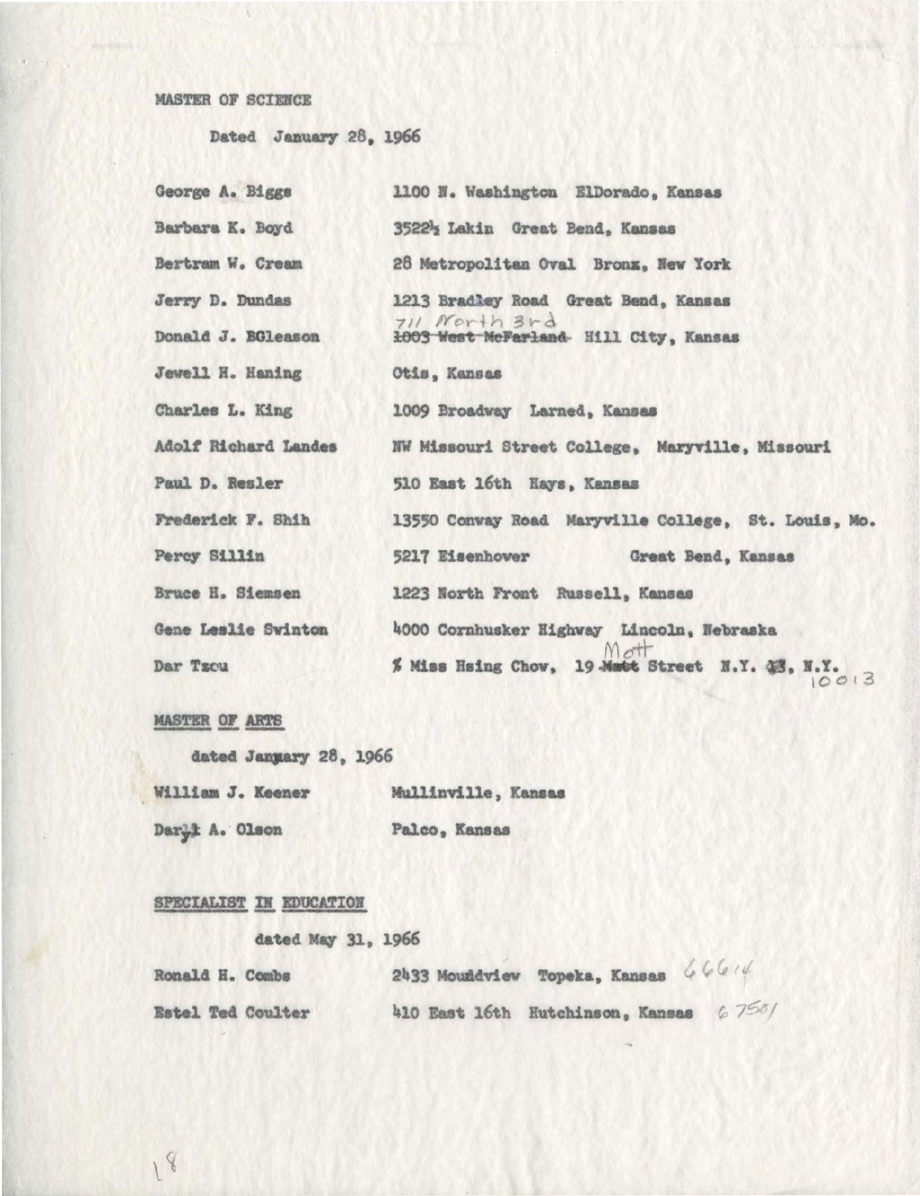MASTER OF SCIENCE

Dated January 28, 1966

| | |
|---|---|
| George A. Biggs | 1100 N. Washington ElDorado, Kansas |
| Barbara K. Boyd | 3522½ Lakin Great Bend, Kansas |
| Bertram W. Cream | 28 Metropolitan Oval Bronx, New York |
| Jerry D. Dundas | 1213 Bradley Road Great Bend, Kansas |
| Donald J. EGleason | 711 North 3rd ~~1003 West McFarland~~ Hill City, Kansas |
| Jewell H. Haning | Otis, Kansas |
| Charles L. King | 1009 Broadway Larned, Kansas |
| Adolf Richard Landes | NW Missouri Street College, Maryville, Missouri |
| Paul D. Resler | 510 East 16th Hays, Kansas |
| Frederick F. Shih | 13550 Conway Road Maryville College, St. Louis, Mo. |
| Percy Sillin | 5217 Eisenhower Great Bend, Kansas |
| Bruce H. Siemsen | 1223 North Front Russell, Kansas |
| Gene Leslie Swinton | 4000 Cornhusker Highway Lincoln, Nebraska |
| Dar Tzou | % Miss Hsing Chow, 19 ~~Matt~~ Mott Street N.Y. ~~13~~, N.Y. 10013 |

MASTER OF ARTS

dated January 28, 1966

| | |
|---|---|
| William J. Keener | Mullinville, Kansas |
| Daryl A. Olson | Palco, Kansas |

SPECIALIST IN EDUCATION

dated May 31, 1966

| | |
|---|---|
| Ronald H. Combs | 2433 Moundview Topeka, Kansas 66614 |
| Estel Ted Coulter | 410 East 16th Hutchinson, Kansas 67501 |